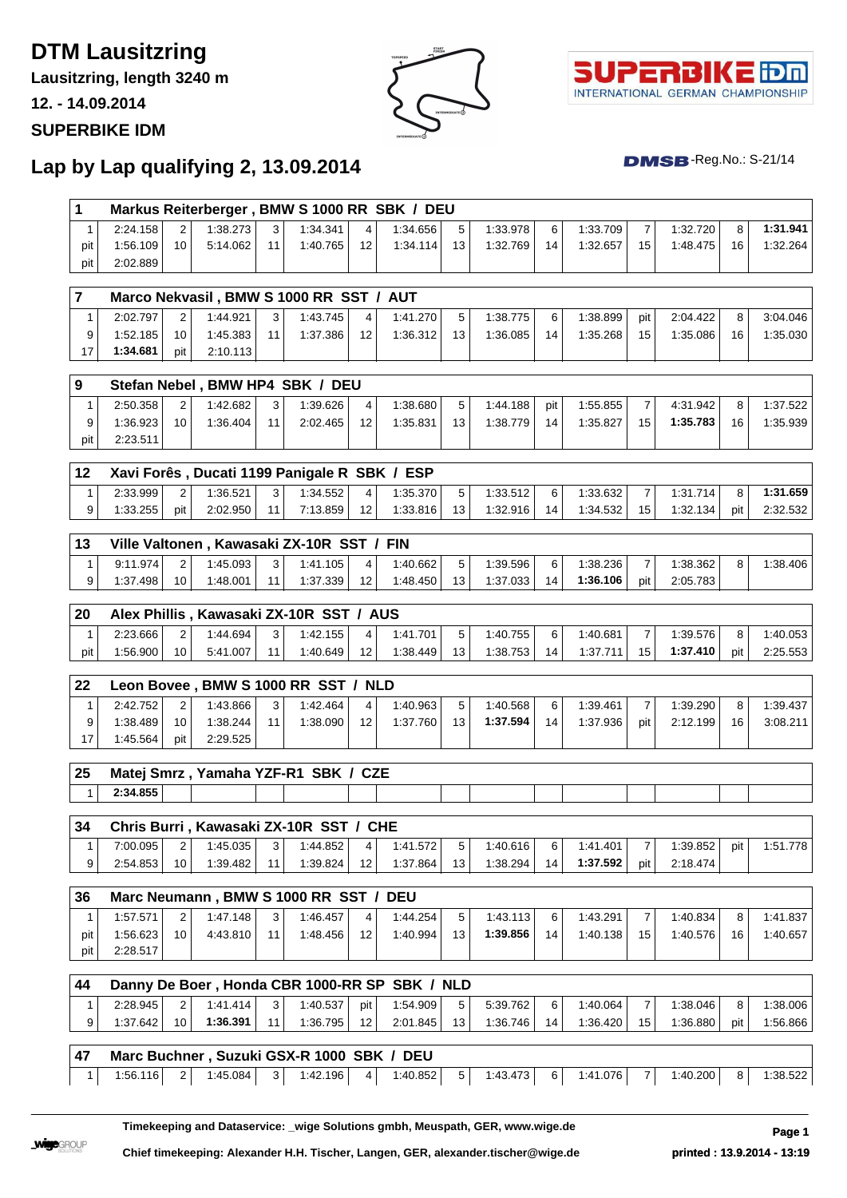# DTM Lausitzring

**Lausitzring, length 3240 m**

**12. - 14.09.2014**

**SUPERBIKE IDM**

## Lap by Lap qualifying 2, 13.09.2014

DMSB-Reg.No.: S-21/14

| 1 | Markus Reiterberger , BMW S 1000 RR SBK / DEU | | | | | | | | | | | | | | |
|---|---|---|---|---|---|---|---|---|---|---|---|---|---|---|---|
| 1 | 2:24.158 | 2 | 1:38.273 | 3 | 1:34.341 | 4 | 1:34.656 | 5 | 1:33.978 | 6 | 1:33.709 | 7 | 1:32.720 | 8 | **1:31.941** |
| pit | 1:56.109 | 10 | 5:14.062 | 11 | 1:40.765 | 12 | 1:34.114 | 13 | 1:32.769 | 14 | 1:32.657 | 15 | 1:48.475 | 16 | 1:32.264 |
| pit | 2:02.889 | | | | | | | | | | | | | | |

| 7 | Marco Nekvasil , BMW S 1000 RR SST / AUT | | | | | | | | | | | | | | |
|---|---|---|---|---|---|---|---|---|---|---|---|---|---|---|---|
| 1 | 2:02.797 | 2 | 1:44.921 | 3 | 1:43.745 | 4 | 1:41.270 | 5 | 1:38.775 | 6 | 1:38.899 | pit | 2:04.422 | 8 | 3:04.046 |
| 9 | 1:52.185 | 10 | 1:45.383 | 11 | 1:37.386 | 12 | 1:36.312 | 13 | 1:36.085 | 14 | 1:35.268 | 15 | 1:35.086 | 16 | 1:35.030 |
| 17 | **1:34.681** | pit | 2:10.113 | | | | | | | | | | | | |

| 9 | Stefan Nebel , BMW HP4 SBK / DEU | | | | | | | | | | | | | | |
|---|---|---|---|---|---|---|---|---|---|---|---|---|---|---|---|
| 1 | 2:50.358 | 2 | 1:42.682 | 3 | 1:39.626 | 4 | 1:38.680 | 5 | 1:44.188 | pit | 1:55.855 | 7 | 4:31.942 | 8 | 1:37.522 |
| 9 | 1:36.923 | 10 | 1:36.404 | 11 | 2:02.465 | 12 | 1:35.831 | 13 | 1:38.779 | 14 | 1:35.827 | 15 | **1:35.783** | 16 | 1:35.939 |
| pit | 2:23.511 | | | | | | | | | | | | | | |

| 12 | Xavi Forês , Ducati 1199 Panigale R SBK / ESP | | | | | | | | | | | | | | |
|---|---|---|---|---|---|---|---|---|---|---|---|---|---|---|---|
| 1 | 2:33.999 | 2 | 1:36.521 | 3 | 1:34.552 | 4 | 1:35.370 | 5 | 1:33.512 | 6 | 1:33.632 | 7 | 1:31.714 | 8 | **1:31.659** |
| 9 | 1:33.255 | pit | 2:02.950 | 11 | 7:13.859 | 12 | 1:33.816 | 13 | 1:32.916 | 14 | 1:34.532 | 15 | 1:32.134 | pit | 2:32.532 |

| 13 | Ville Valtonen , Kawasaki ZX-10R SST / FIN | | | | | | | | | | | | | | |
|---|---|---|---|---|---|---|---|---|---|---|---|---|---|---|---|
| 1 | 9:11.974 | 2 | 1:45.093 | 3 | 1:41.105 | 4 | 1:40.662 | 5 | 1:39.596 | 6 | 1:38.236 | 7 | 1:38.362 | 8 | 1:38.406 |
| 9 | 1:37.498 | 10 | 1:48.001 | 11 | 1:37.339 | 12 | 1:48.450 | 13 | 1:37.033 | 14 | **1:36.106** | pit | 2:05.783 | | |

| 20 | Alex Phillis , Kawasaki ZX-10R SST / AUS | | | | | | | | | | | | | | |
|---|---|---|---|---|---|---|---|---|---|---|---|---|---|---|---|
| 1 | 2:23.666 | 2 | 1:44.694 | 3 | 1:42.155 | 4 | 1:41.701 | 5 | 1:40.755 | 6 | 1:40.681 | 7 | 1:39.576 | 8 | 1:40.053 |
| pit | 1:56.900 | 10 | 5:41.007 | 11 | 1:40.649 | 12 | 1:38.449 | 13 | 1:38.753 | 14 | 1:37.711 | 15 | **1:37.410** | pit | 2:25.553 |

| 22 | Leon Bovee , BMW S 1000 RR SST / NLD | | | | | | | | | | | | | | |
|---|---|---|---|---|---|---|---|---|---|---|---|---|---|---|---|
| 1 | 2:42.752 | 2 | 1:43.866 | 3 | 1:42.464 | 4 | 1:40.963 | 5 | 1:40.568 | 6 | 1:39.461 | 7 | 1:39.290 | 8 | 1:39.437 |
| 9 | 1:38.489 | 10 | 1:38.244 | 11 | 1:38.090 | 12 | 1:37.760 | 13 | **1:37.594** | 14 | 1:37.936 | pit | 2:12.199 | 16 | 3:08.211 |
| 17 | 1:45.564 | pit | 2:29.525 | | | | | | | | | | | | |

| 25 | Matej Smrz , Yamaha YZF-R1 SBK / CZE | | | | | | | | | | | | | | |
|---|---|---|---|---|---|---|---|---|---|---|---|---|---|---|---|
| 1 | **2:34.855** | | | | | | | | | | | | | | |

| 34 | Chris Burri , Kawasaki ZX-10R SST / CHE | | | | | | | | | | | | | | |
|---|---|---|---|---|---|---|---|---|---|---|---|---|---|---|---|
| 1 | 7:00.095 | 2 | 1:45.035 | 3 | 1:44.852 | 4 | 1:41.572 | 5 | 1:40.616 | 6 | 1:41.401 | 7 | 1:39.852 | pit | 1:51.778 |
| 9 | 2:54.853 | 10 | 1:39.482 | 11 | 1:39.824 | 12 | 1:37.864 | 13 | 1:38.294 | 14 | **1:37.592** | pit | 2:18.474 | | |

| 36 | Marc Neumann , BMW S 1000 RR SST / DEU | | | | | | | | | | | | | | |
|---|---|---|---|---|---|---|---|---|---|---|---|---|---|---|---|
| 1 | 1:57.571 | 2 | 1:47.148 | 3 | 1:46.457 | 4 | 1:44.254 | 5 | 1:43.113 | 6 | 1:43.291 | 7 | 1:40.834 | 8 | 1:41.837 |
| pit | 1:56.623 | 10 | 4:43.810 | 11 | 1:48.456 | 12 | 1:40.994 | 13 | **1:39.856** | 14 | 1:40.138 | 15 | 1:40.576 | 16 | 1:40.657 |
| pit | 2:28.517 | | | | | | | | | | | | | | |

| 44 | Danny De Boer , Honda CBR 1000-RR SP SBK / NLD | | | | | | | | | | | | | | |
|---|---|---|---|---|---|---|---|---|---|---|---|---|---|---|---|
| 1 | 2:28.945 | 2 | 1:41.414 | 3 | 1:40.537 | pit | 1:54.909 | 5 | 5:39.762 | 6 | 1:40.064 | 7 | 1:38.046 | 8 | 1:38.006 |
| 9 | 1:37.642 | 10 | **1:36.391** | 11 | 1:36.795 | 12 | 2:01.845 | 13 | 1:36.746 | 14 | 1:36.420 | 15 | 1:36.880 | pit | 1:56.866 |

| 47 | Marc Buchner , Suzuki GSX-R 1000 SBK / DEU | | | | | | | | | | | | | | |
|---|---|---|---|---|---|---|---|---|---|---|---|---|---|---|---|
| 1 | 1:56.116 | 2 | 1:45.084 | 3 | 1:42.196 | 4 | 1:40.852 | 5 | 1:43.473 | 6 | 1:41.076 | 7 | 1:40.200 | 8 | 1:38.522 |

**Timekeeping and Dataservice: _wige Solutions gmbh, Meuspath, GER, www.wige.de**

**Chief timekeeping: Alexander H.H. Tischer, Langen, GER, alexander.tischer@wige.de**

**printed : 13.9.2014 - 13:19**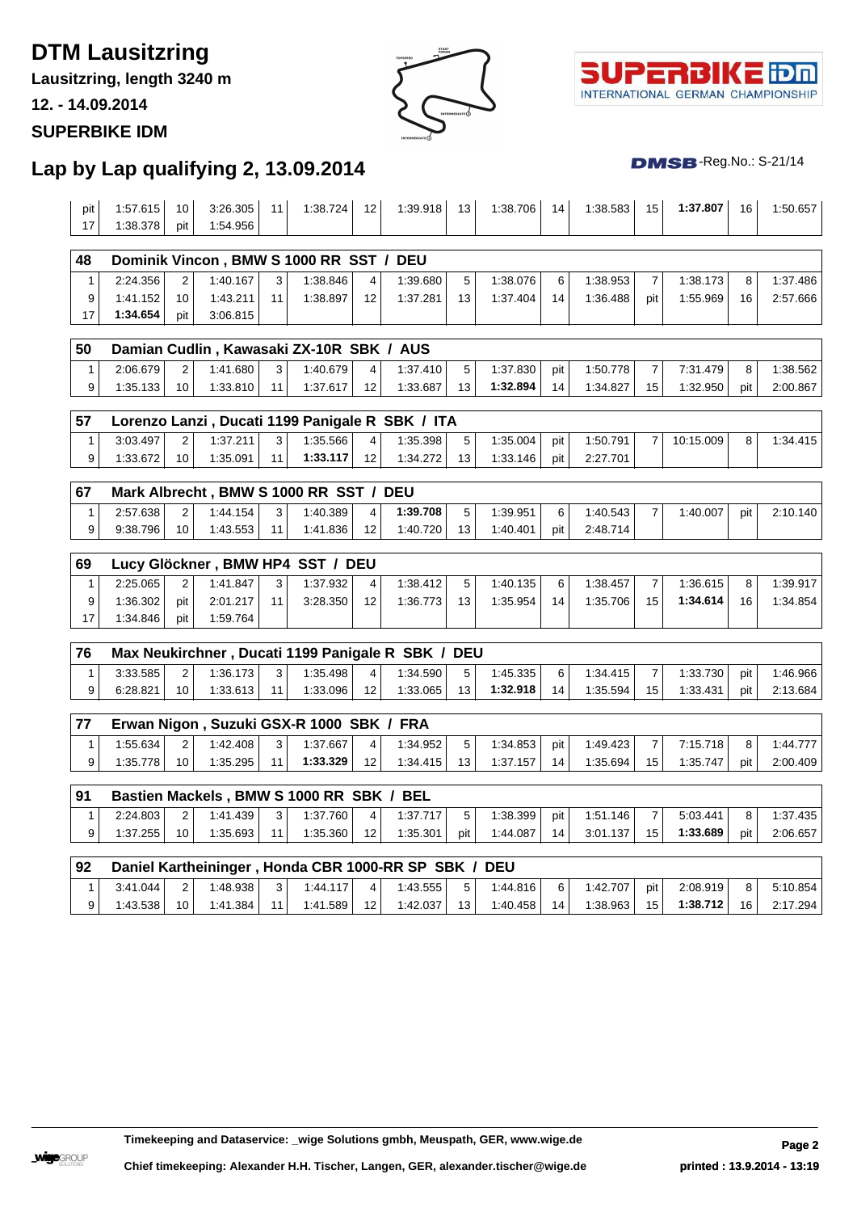# DTM Lausitzring

**Lausitzring, length 3240 m**

**12. - 14.09.2014**

**SUPERBIKE IDM**

## Lap by Lap qualifying 2, 13.09.2014

DMSB-Reg.No.: S-21/14

| | | | | | | | | | | | | | | | |
|---|---|---|---|---|---|---|---|---|---|---|---|---|---|---|---|
| pit | 1:57.615 | 10 | 3:26.305 | 11 | 1:38.724 | 12 | 1:39.918 | 13 | 1:38.706 | 14 | 1:38.583 | 15 | **1:37.807** | 16 | 1:50.657 |
| 17 | 1:38.378 | pit | 1:54.956 | | | | | | | | | | | | |

**48 Dominik Vincon , BMW S 1000 RR SST / DEU**

| | | | | | | | | | | | | | | | |
|---|---|---|---|---|---|---|---|---|---|---|---|---|---|---|---|
| 1 | 2:24.356 | 2 | 1:40.167 | 3 | 1:38.846 | 4 | 1:39.680 | 5 | 1:38.076 | 6 | 1:38.953 | 7 | 1:38.173 | 8 | 1:37.486 |
| 9 | 1:41.152 | 10 | 1:43.211 | 11 | 1:38.897 | 12 | 1:37.281 | 13 | 1:37.404 | 14 | 1:36.488 | pit | 1:55.969 | 16 | 2:57.666 |
| 17 | **1:34.654** | pit | 3:06.815 | | | | | | | | | | | | |

**50 Damian Cudlin , Kawasaki ZX-10R SBK / AUS**

| | | | | | | | | | | | | | | | |
|---|---|---|---|---|---|---|---|---|---|---|---|---|---|---|---|
| 1 | 2:06.679 | 2 | 1:41.680 | 3 | 1:40.679 | 4 | 1:37.410 | 5 | 1:37.830 | pit | 1:50.778 | 7 | 7:31.479 | 8 | 1:38.562 |
| 9 | 1:35.133 | 10 | 1:33.810 | 11 | 1:37.617 | 12 | 1:33.687 | 13 | **1:32.894** | 14 | 1:34.827 | 15 | 1:32.950 | pit | 2:00.867 |

**57 Lorenzo Lanzi , Ducati 1199 Panigale R SBK / ITA**

| | | | | | | | | | | | | | | | |
|---|---|---|---|---|---|---|---|---|---|---|---|---|---|---|---|
| 1 | 3:03.497 | 2 | 1:37.211 | 3 | 1:35.566 | 4 | 1:35.398 | 5 | 1:35.004 | pit | 1:50.791 | 7 | 10:15.009 | 8 | 1:34.415 |
| 9 | 1:33.672 | 10 | 1:35.091 | 11 | **1:33.117** | 12 | 1:34.272 | 13 | 1:33.146 | pit | 2:27.701 | | | | |

**67 Mark Albrecht , BMW S 1000 RR SST / DEU**

| | | | | | | | | | | | | | | | |
|---|---|---|---|---|---|---|---|---|---|---|---|---|---|---|---|
| 1 | 2:57.638 | 2 | 1:44.154 | 3 | 1:40.389 | 4 | **1:39.708** | 5 | 1:39.951 | 6 | 1:40.543 | 7 | 1:40.007 | pit | 2:10.140 |
| 9 | 9:38.796 | 10 | 1:43.553 | 11 | 1:41.836 | 12 | 1:40.720 | 13 | 1:40.401 | pit | 2:48.714 | | | | |

**69 Lucy Glöckner , BMW HP4 SST / DEU**

| | | | | | | | | | | | | | | | |
|---|---|---|---|---|---|---|---|---|---|---|---|---|---|---|---|
| 1 | 2:25.065 | 2 | 1:41.847 | 3 | 1:37.932 | 4 | 1:38.412 | 5 | 1:40.135 | 6 | 1:38.457 | 7 | 1:36.615 | 8 | 1:39.917 |
| 9 | 1:36.302 | pit | 2:01.217 | 11 | 3:28.350 | 12 | 1:36.773 | 13 | 1:35.954 | 14 | 1:35.706 | 15 | **1:34.614** | 16 | 1:34.854 |
| 17 | 1:34.846 | pit | 1:59.764 | | | | | | | | | | | | |

**76 Max Neukirchner , Ducati 1199 Panigale R SBK / DEU**

| | | | | | | | | | | | | | | | |
|---|---|---|---|---|---|---|---|---|---|---|---|---|---|---|---|
| 1 | 3:33.585 | 2 | 1:36.173 | 3 | 1:35.498 | 4 | 1:34.590 | 5 | 1:45.335 | 6 | 1:34.415 | 7 | 1:33.730 | pit | 1:46.966 |
| 9 | 6:28.821 | 10 | 1:33.613 | 11 | 1:33.096 | 12 | 1:33.065 | 13 | **1:32.918** | 14 | 1:35.594 | 15 | 1:33.431 | pit | 2:13.684 |

**77 Erwan Nigon , Suzuki GSX-R 1000 SBK / FRA**

| | | | | | | | | | | | | | | | |
|---|---|---|---|---|---|---|---|---|---|---|---|---|---|---|---|
| 1 | 1:55.634 | 2 | 1:42.408 | 3 | 1:37.667 | 4 | 1:34.952 | 5 | 1:34.853 | pit | 1:49.423 | 7 | 7:15.718 | 8 | 1:44.777 |
| 9 | 1:35.778 | 10 | 1:35.295 | 11 | **1:33.329** | 12 | 1:34.415 | 13 | 1:37.157 | 14 | 1:35.694 | 15 | 1:35.747 | pit | 2:00.409 |

**91 Bastien Mackels , BMW S 1000 RR SBK / BEL**

| | | | | | | | | | | | | | | | |
|---|---|---|---|---|---|---|---|---|---|---|---|---|---|---|---|
| 1 | 2:24.803 | 2 | 1:41.439 | 3 | 1:37.760 | 4 | 1:37.717 | 5 | 1:38.399 | pit | 1:51.146 | 7 | 5:03.441 | 8 | 1:37.435 |
| 9 | 1:37.255 | 10 | 1:35.693 | 11 | 1:35.360 | 12 | 1:35.301 | pit | 1:44.087 | 14 | 3:01.137 | 15 | **1:33.689** | pit | 2:06.657 |

**92 Daniel Kartheininger , Honda CBR 1000-RR SP SBK / DEU**

| | | | | | | | | | | | | | | | |
|---|---|---|---|---|---|---|---|---|---|---|---|---|---|---|---|
| 1 | 3:41.044 | 2 | 1:48.938 | 3 | 1:44.117 | 4 | 1:43.555 | 5 | 1:44.816 | 6 | 1:42.707 | pit | 2:08.919 | 8 | 5:10.854 |
| 9 | 1:43.538 | 10 | 1:41.384 | 11 | 1:41.589 | 12 | 1:42.037 | 13 | 1:40.458 | 14 | 1:38.963 | 15 | **1:38.712** | 16 | 2:17.294 |

**Timekeeping and Dataservice: _wige Solutions gmbh, Meuspath, GER, www.wige.de**

**Chief timekeeping: Alexander H.H. Tischer, Langen, GER, alexander.tischer@wige.de**

**printed : 13.9.2014 - 13:19**